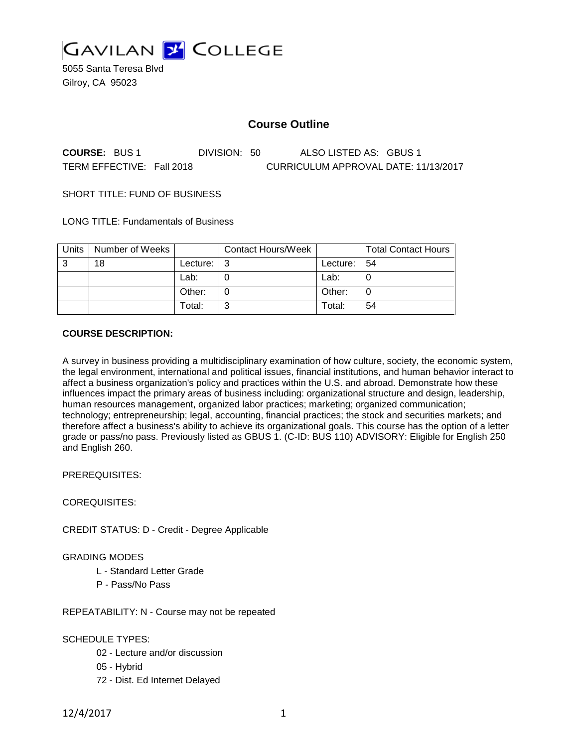# GAVILAN COLLEGE

5055 Santa Teresa Blvd
Gilroy, CA 95023

## Course Outline

**COURSE:** BUS 1 DIVISION: 50 ALSO LISTED AS: GBUS 1
TERM EFFECTIVE: Fall 2018 CURRICULUM APPROVAL DATE: 11/13/2017

SHORT TITLE: FUND OF BUSINESS

LONG TITLE: Fundamentals of Business

| Units | Number of Weeks | | Contact Hours/Week | | Total Contact Hours |
|---|---|---|---|---|---|
| 3 | 18 | Lecture: | 3 | Lecture: | 54 |
| | | Lab: | 0 | Lab: | 0 |
| | | Other: | 0 | Other: | 0 |
| | | Total: | 3 | Total: | 54 |

**COURSE DESCRIPTION:**

A survey in business providing a multidisciplinary examination of how culture, society, the economic system, the legal environment, international and political issues, financial institutions, and human behavior interact to affect a business organization's policy and practices within the U.S. and abroad. Demonstrate how these influences impact the primary areas of business including: organizational structure and design, leadership, human resources management, organized labor practices; marketing; organized communication; technology; entrepreneurship; legal, accounting, financial practices; the stock and securities markets; and therefore affect a business's ability to achieve its organizational goals. This course has the option of a letter grade or pass/no pass. Previously listed as GBUS 1. (C-ID: BUS 110) ADVISORY: Eligible for English 250 and English 260.

PREREQUISITES:

COREQUISITES:

CREDIT STATUS: D - Credit - Degree Applicable

GRADING MODES

- L - Standard Letter Grade
- P - Pass/No Pass

REPEATABILITY: N - Course may not be repeated

SCHEDULE TYPES:

- 02 - Lecture and/or discussion
- 05 - Hybrid
- 72 - Dist. Ed Internet Delayed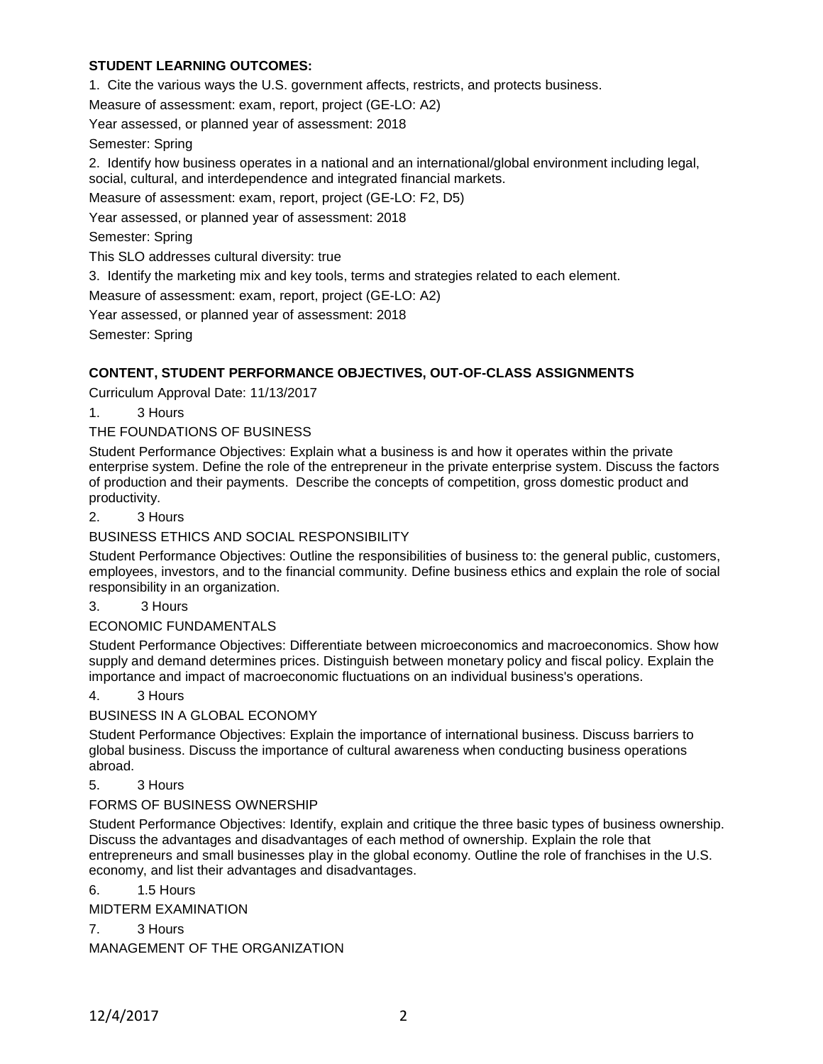**STUDENT LEARNING OUTCOMES:**

1. Cite the various ways the U.S. government affects, restricts, and protects business.

Measure of assessment: exam, report, project (GE-LO: A2)

Year assessed, or planned year of assessment: 2018

Semester: Spring

2. Identify how business operates in a national and an international/global environment including legal, social, cultural, and interdependence and integrated financial markets.

Measure of assessment: exam, report, project (GE-LO: F2, D5)

Year assessed, or planned year of assessment: 2018

Semester: Spring

This SLO addresses cultural diversity: true

3. Identify the marketing mix and key tools, terms and strategies related to each element.

Measure of assessment: exam, report, project (GE-LO: A2)

Year assessed, or planned year of assessment: 2018

Semester: Spring

**CONTENT, STUDENT PERFORMANCE OBJECTIVES, OUT-OF-CLASS ASSIGNMENTS**

Curriculum Approval Date: 11/13/2017

1. 3 Hours

THE FOUNDATIONS OF BUSINESS

Student Performance Objectives: Explain what a business is and how it operates within the private enterprise system. Define the role of the entrepreneur in the private enterprise system. Discuss the factors of production and their payments. Describe the concepts of competition, gross domestic product and productivity.

2. 3 Hours

BUSINESS ETHICS AND SOCIAL RESPONSIBILITY

Student Performance Objectives: Outline the responsibilities of business to: the general public, customers, employees, investors, and to the financial community. Define business ethics and explain the role of social responsibility in an organization.

3. 3 Hours

ECONOMIC FUNDAMENTALS

Student Performance Objectives: Differentiate between microeconomics and macroeconomics. Show how supply and demand determines prices. Distinguish between monetary policy and fiscal policy. Explain the importance and impact of macroeconomic fluctuations on an individual business's operations.

4. 3 Hours

BUSINESS IN A GLOBAL ECONOMY

Student Performance Objectives: Explain the importance of international business. Discuss barriers to global business. Discuss the importance of cultural awareness when conducting business operations abroad.

5. 3 Hours

FORMS OF BUSINESS OWNERSHIP

Student Performance Objectives: Identify, explain and critique the three basic types of business ownership. Discuss the advantages and disadvantages of each method of ownership. Explain the role that entrepreneurs and small businesses play in the global economy. Outline the role of franchises in the U.S. economy, and list their advantages and disadvantages.

6. 1.5 Hours

MIDTERM EXAMINATION

7. 3 Hours

MANAGEMENT OF THE ORGANIZATION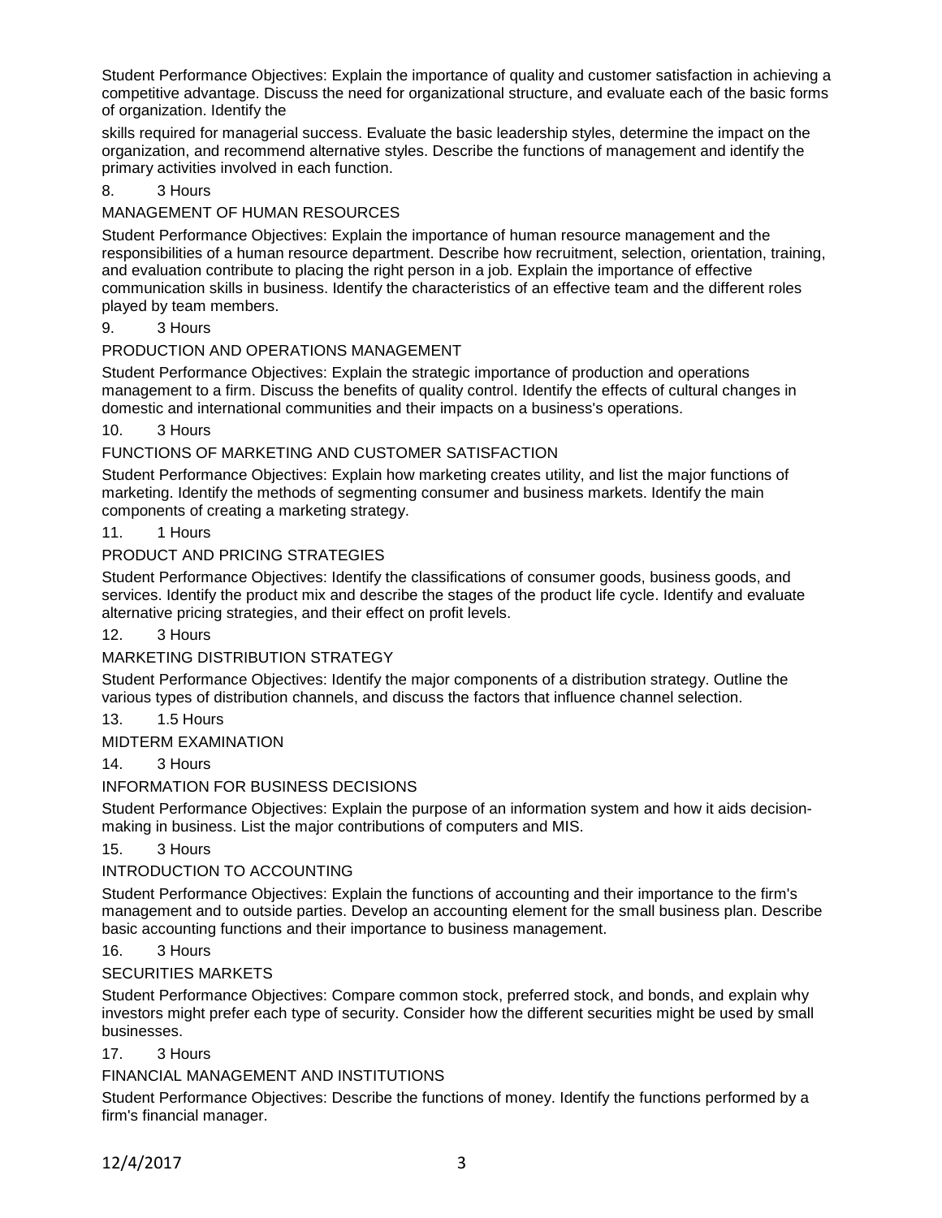Student Performance Objectives: Explain the importance of quality and customer satisfaction in achieving a competitive advantage. Discuss the need for organizational structure, and evaluate each of the basic forms of organization. Identify the

skills required for managerial success. Evaluate the basic leadership styles, determine the impact on the organization, and recommend alternative styles. Describe the functions of management and identify the primary activities involved in each function.

8. 3 Hours

MANAGEMENT OF HUMAN RESOURCES

Student Performance Objectives: Explain the importance of human resource management and the responsibilities of a human resource department. Describe how recruitment, selection, orientation, training, and evaluation contribute to placing the right person in a job. Explain the importance of effective communication skills in business. Identify the characteristics of an effective team and the different roles played by team members.

9. 3 Hours

PRODUCTION AND OPERATIONS MANAGEMENT

Student Performance Objectives: Explain the strategic importance of production and operations management to a firm. Discuss the benefits of quality control. Identify the effects of cultural changes in domestic and international communities and their impacts on a business's operations.

10. 3 Hours

FUNCTIONS OF MARKETING AND CUSTOMER SATISFACTION

Student Performance Objectives: Explain how marketing creates utility, and list the major functions of marketing. Identify the methods of segmenting consumer and business markets. Identify the main components of creating a marketing strategy.

11. 1 Hours

PRODUCT AND PRICING STRATEGIES

Student Performance Objectives: Identify the classifications of consumer goods, business goods, and services. Identify the product mix and describe the stages of the product life cycle. Identify and evaluate alternative pricing strategies, and their effect on profit levels.

12. 3 Hours

MARKETING DISTRIBUTION STRATEGY

Student Performance Objectives: Identify the major components of a distribution strategy. Outline the various types of distribution channels, and discuss the factors that influence channel selection.

13. 1.5 Hours

MIDTERM EXAMINATION

14. 3 Hours

INFORMATION FOR BUSINESS DECISIONS

Student Performance Objectives: Explain the purpose of an information system and how it aids decision-making in business. List the major contributions of computers and MIS.

15. 3 Hours

INTRODUCTION TO ACCOUNTING

Student Performance Objectives: Explain the functions of accounting and their importance to the firm's management and to outside parties. Develop an accounting element for the small business plan. Describe basic accounting functions and their importance to business management.

16. 3 Hours

SECURITIES MARKETS

Student Performance Objectives: Compare common stock, preferred stock, and bonds, and explain why investors might prefer each type of security. Consider how the different securities might be used by small businesses.

17. 3 Hours

FINANCIAL MANAGEMENT AND INSTITUTIONS

Student Performance Objectives: Describe the functions of money. Identify the functions performed by a firm's financial manager.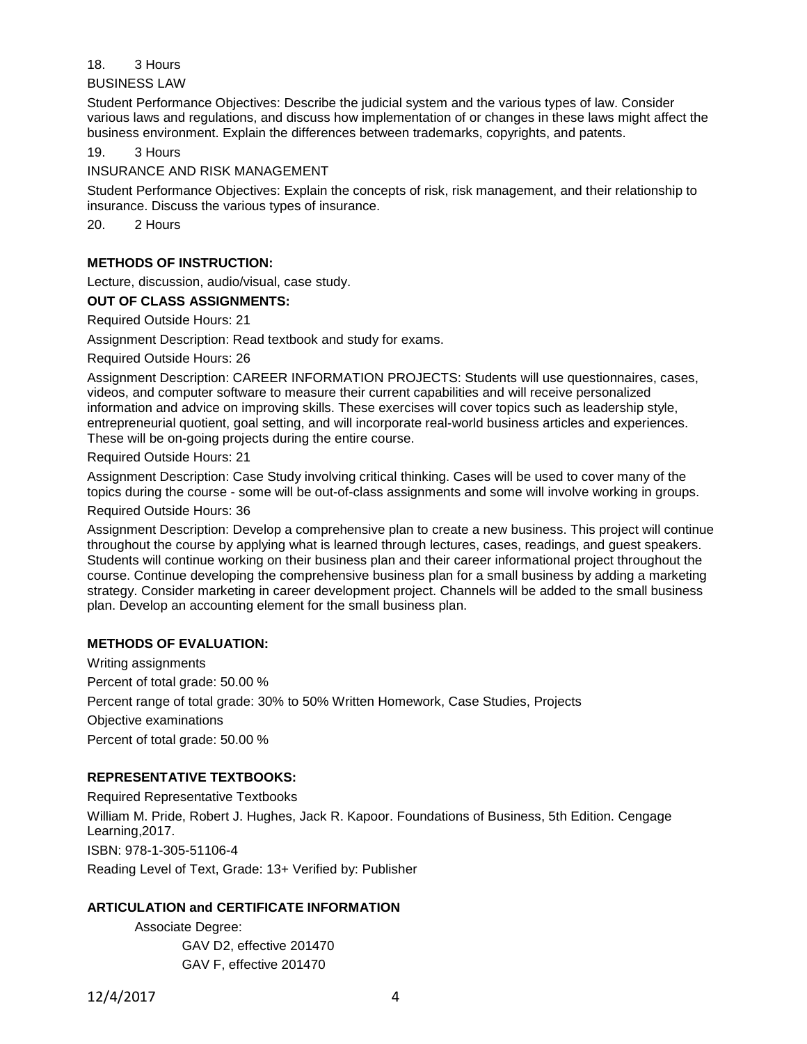18. 3 Hours

BUSINESS LAW

Student Performance Objectives: Describe the judicial system and the various types of law. Consider various laws and regulations, and discuss how implementation of or changes in these laws might affect the business environment. Explain the differences between trademarks, copyrights, and patents.

19. 3 Hours

INSURANCE AND RISK MANAGEMENT

Student Performance Objectives: Explain the concepts of risk, risk management, and their relationship to insurance. Discuss the various types of insurance.

20. 2 Hours

**METHODS OF INSTRUCTION:**

Lecture, discussion, audio/visual, case study.

**OUT OF CLASS ASSIGNMENTS:**

Required Outside Hours: 21

Assignment Description: Read textbook and study for exams.

Required Outside Hours: 26

Assignment Description: CAREER INFORMATION PROJECTS: Students will use questionnaires, cases, videos, and computer software to measure their current capabilities and will receive personalized information and advice on improving skills. These exercises will cover topics such as leadership style, entrepreneurial quotient, goal setting, and will incorporate real-world business articles and experiences. These will be on-going projects during the entire course.

Required Outside Hours: 21

Assignment Description: Case Study involving critical thinking. Cases will be used to cover many of the topics during the course - some will be out-of-class assignments and some will involve working in groups.

Required Outside Hours: 36

Assignment Description: Develop a comprehensive plan to create a new business. This project will continue throughout the course by applying what is learned through lectures, cases, readings, and guest speakers. Students will continue working on their business plan and their career informational project throughout the course. Continue developing the comprehensive business plan for a small business by adding a marketing strategy. Consider marketing in career development project. Channels will be added to the small business plan. Develop an accounting element for the small business plan.

**METHODS OF EVALUATION:**

Writing assignments

Percent of total grade: 50.00 %

Percent range of total grade: 30% to 50% Written Homework, Case Studies, Projects

Objective examinations

Percent of total grade: 50.00 %

**REPRESENTATIVE TEXTBOOKS:**

Required Representative Textbooks

William M. Pride, Robert J. Hughes, Jack R. Kapoor. Foundations of Business, 5th Edition. Cengage Learning,2017.

ISBN: 978-1-305-51106-4

Reading Level of Text, Grade: 13+ Verified by: Publisher

**ARTICULATION and CERTIFICATE INFORMATION**

Associate Degree:

GAV D2, effective 201470

GAV F, effective 201470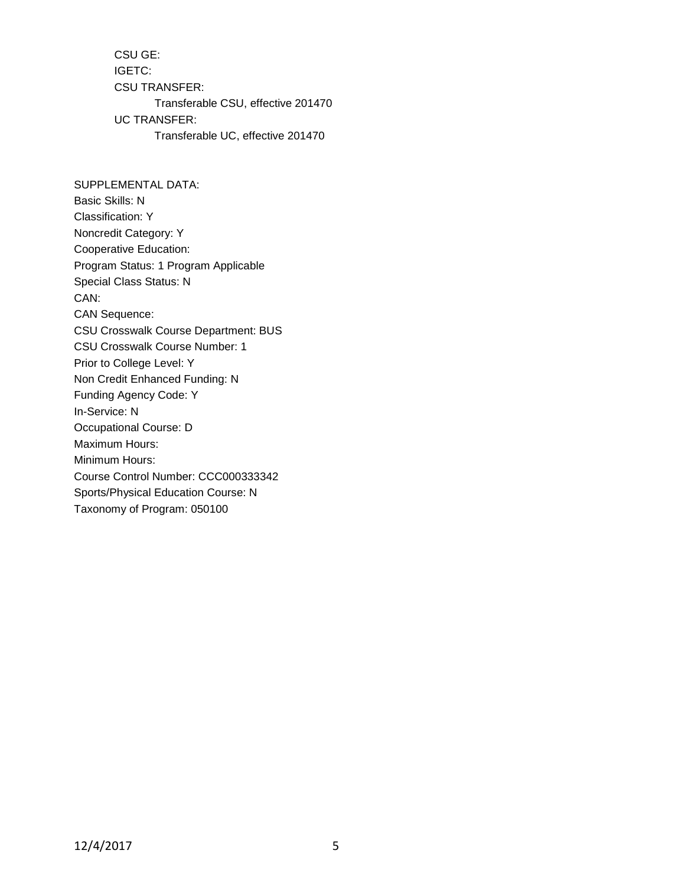CSU GE:

IGETC:

CSU TRANSFER:

Transferable CSU, effective 201470

UC TRANSFER:

Transferable UC, effective 201470

SUPPLEMENTAL DATA:

Basic Skills: N

Classification: Y

Noncredit Category: Y

Cooperative Education:

Program Status: 1 Program Applicable

Special Class Status: N

CAN:

CAN Sequence:

CSU Crosswalk Course Department: BUS

CSU Crosswalk Course Number: 1

Prior to College Level: Y

Non Credit Enhanced Funding: N

Funding Agency Code: Y

In-Service: N

Occupational Course: D

Maximum Hours:

Minimum Hours:

Course Control Number: CCC000333342

Sports/Physical Education Course: N

Taxonomy of Program: 050100

12/4/2017